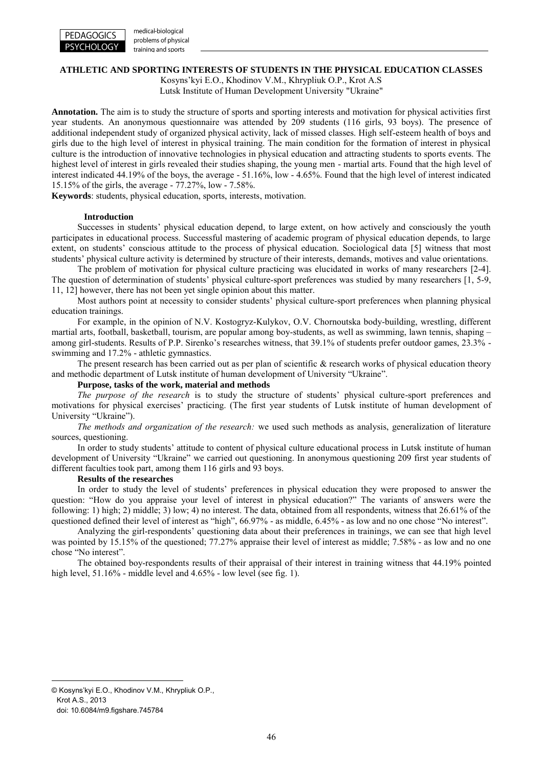# ATHLETIC AND SPORTING INTERESTS OF STUDENTS IN THE PHYSICAL EDUCATION CLASSES

Kosyns'kyi E.O., Khodinov V.M., Khrypliuk O.P., Krot A.S

Lutsk Institute of Human Development University "Ukraine"

**Annotation.** The aim is to study the structure of sports and sporting interests and motivation for physical activities first year students. An anonymous questionnaire was attended by 209 students (116 girls, 93 boys). The presence of additional independent study of organized physical activity, lack of missed classes. High self-esteem health of boys and girls due to the high level of interest in physical training. The main condition for the formation of interest in physical culture is the introduction of innovative technologies in physical education and attracting students to sports events. The highest level of interest in girls revealed their studies shaping, the young men - martial arts. Found that the high level of interest indicated 44.19% of the boys, the average - 51.16%, low - 4.65%. Found that the high level of interest indicated 15.15% of the girls, the average - 77.27%, low - 7.58%.

**Keywords**: students, physical education, sports, interests, motivation.

## Introduction

Successes in students' physical education depend, to large extent, on how actively and consciously the youth participates in educational process. Successful mastering of academic program of physical education depends, to large extent, on students' conscious attitude to the process of physical education. Sociological data [5] witness that most students' physical culture activity is determined by structure of their interests, demands, motives and value orientations.

The problem of motivation for physical culture practicing was elucidated in works of many researchers [2-4]. The question of determination of students' physical culture-sport preferences was studied by many researchers [1, 5-9, 11, 12] however, there has not been yet single opinion about this matter.

Most authors point at necessity to consider students' physical culture-sport preferences when planning physical education trainings.

For example, in the opinion of N.V. Kostogryz-Kulykov, O.V. Chornoutska body-building, wrestling, different martial arts, football, basketball, tourism, are popular among boy-students, as well as swimming, lawn tennis, shaping – among girl-students. Results of P.P. Sirenko's researches witness, that 39.1% of students prefer outdoor games, 23.3% - swimming and 17.2% - athletic gymnastics.

The present research has been carried out as per plan of scientific & research works of physical education theory and methodic department of Lutsk institute of human development of University "Ukraine".

## Purpose, tasks of the work, material and methods

*The purpose of the research* is to study the structure of students' physical culture-sport preferences and motivations for physical exercises' practicing. (The first year students of Lutsk institute of human development of University "Ukraine").

*The methods and organization of the research:* we used such methods as analysis, generalization of literature sources, questioning.

In order to study students' attitude to content of physical culture educational process in Lutsk institute of human development of University "Ukraine" we carried out questioning. In anonymous questioning 209 first year students of different faculties took part, among them 116 girls and 93 boys.

## Results of the researches

In order to study the level of students' preferences in physical education they were proposed to answer the question: "How do you appraise your level of interest in physical education?" The variants of answers were the following: 1) high; 2) middle; 3) low; 4) no interest. The data, obtained from all respondents, witness that 26.61% of the questioned defined their level of interest as "high", 66.97% - as middle, 6.45% - as low and no one chose "No interest".

Analyzing the girl-respondents' questioning data about their preferences in trainings, we can see that high level was pointed by 15.15% of the questioned; 77.27% appraise their level of interest as middle; 7.58% - as low and no one chose "No interest".

The obtained boy-respondents results of their appraisal of their interest in training witness that 44.19% pointed high level, 51.16% - middle level and 4.65% - low level (see fig. 1).

© Kosyns'kyi E.O., Khodinov V.M., Khrypliuk O.P., Krot A.S., 2013

doi: 10.6084/m9.figshare.745784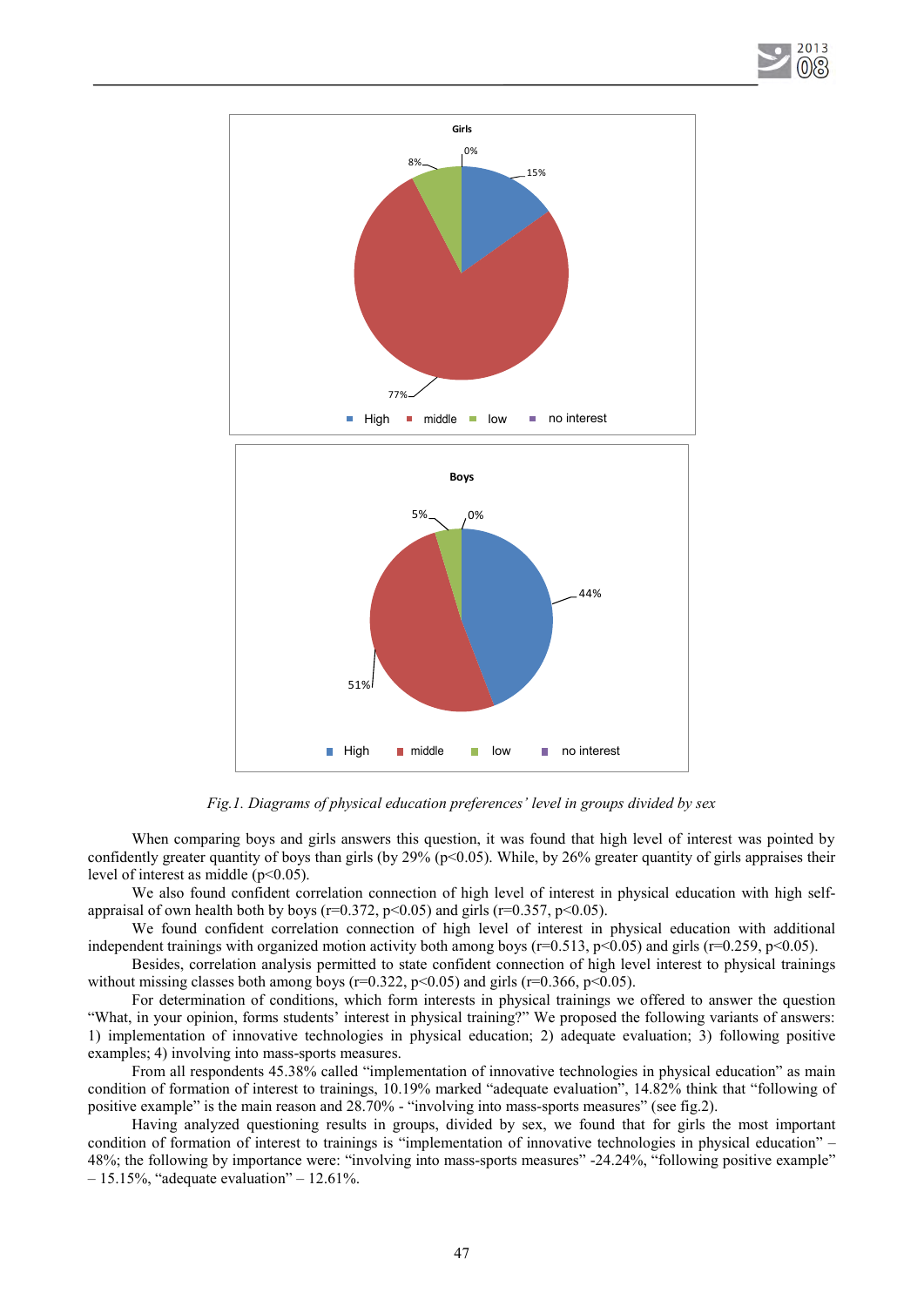*Fig.1. Diagrams of physical education preferences' level in groups divided by sex*

When comparing boys and girls answers this question, it was found that high level of interest was pointed by confidently greater quantity of boys than girls (by 29% ($p<0.05$). While, by 26% greater quantity of girls appraises their level of interest as middle ($p<0.05$).

We also found confident correlation connection of high level of interest in physical education with high self-appraisal of own health both by boys ($r=0.372$, $p<0.05$) and girls ($r=0.357$, $p<0.05$).

We found confident correlation connection of high level of interest in physical education with additional independent trainings with organized motion activity both among boys ($r=0.513$, $p<0.05$) and girls ($r=0.259$, $p<0.05$).

Besides, correlation analysis permitted to state confident connection of high level interest to physical trainings without missing classes both among boys ($r=0.322$, $p<0.05$) and girls ($r=0.366$, $p<0.05$).

For determination of conditions, which form interests in physical trainings we offered to answer the question "What, in your opinion, forms students' interest in physical training?" We proposed the following variants of answers: 1) implementation of innovative technologies in physical education; 2) adequate evaluation; 3) following positive examples; 4) involving into mass-sports measures.

From all respondents 45.38% called "implementation of innovative technologies in physical education" as main condition of formation of interest to trainings, 10.19% marked "adequate evaluation", 14.82% think that "following of positive example" is the main reason and 28.70% - "involving into mass-sports measures" (see fig.2).

Having analyzed questioning results in groups, divided by sex, we found that for girls the most important condition of formation of interest to trainings is "implementation of innovative technologies in physical education" – 48%; the following by importance were: "involving into mass-sports measures" -24.24%, "following positive example" – 15.15%, "adequate evaluation" – 12.61%.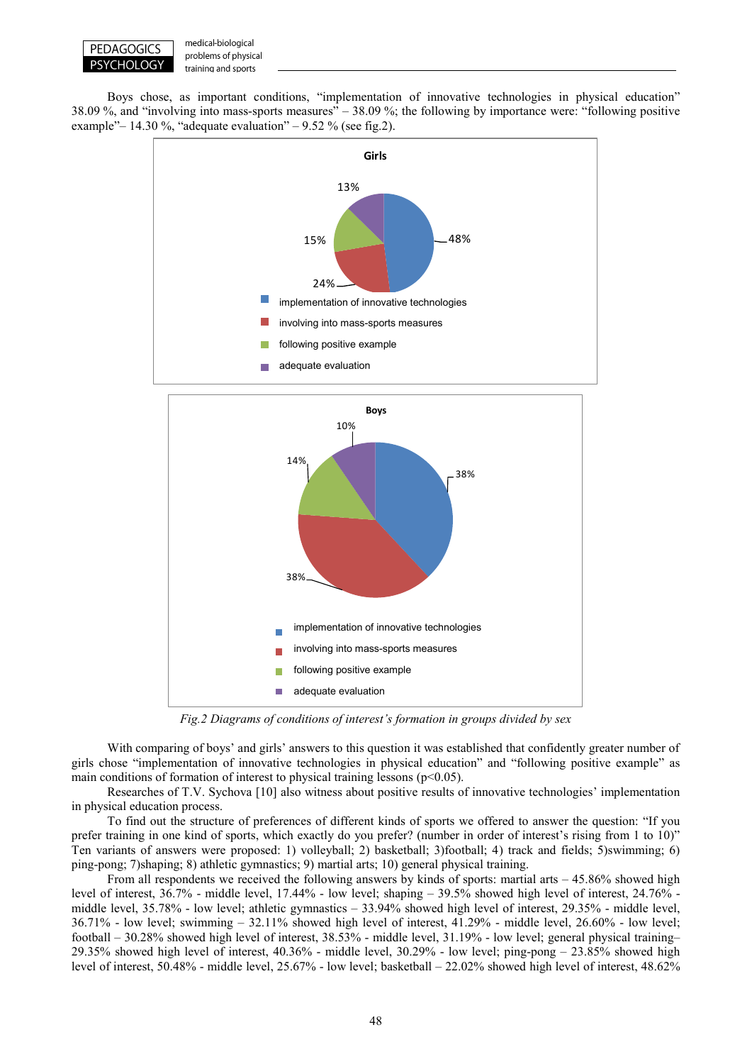Boys chose, as important conditions, "implementation of innovative technologies in physical education" 38.09 %, and "involving into mass-sports measures" – 38.09 %; the following by importance were: "following positive example"– 14.30 %, "adequate evaluation" – 9.52 % (see fig.2).

*Fig.2 Diagrams of conditions of interest's formation in groups divided by sex*

With comparing of boys' and girls' answers to this question it was established that confidently greater number of girls chose "implementation of innovative technologies in physical education" and "following positive example" as main conditions of formation of interest to physical training lessons ($p<0.05$).

Researches of T.V. Sychova [10] also witness about positive results of innovative technologies' implementation in physical education process.

To find out the structure of preferences of different kinds of sports we offered to answer the question: "If you prefer training in one kind of sports, which exactly do you prefer? (number in order of interest's rising from 1 to 10)" Ten variants of answers were proposed: 1) volleyball; 2) basketball; 3)football; 4) track and fields; 5)swimming; 6) ping-pong; 7)shaping; 8) athletic gymnastics; 9) martial arts; 10) general physical training.

From all respondents we received the following answers by kinds of sports: martial arts – 45.86% showed high level of interest, 36.7% - middle level, 17.44% - low level; shaping – 39.5% showed high level of interest, 24.76% - middle level, 35.78% - low level; athletic gymnastics – 33.94% showed high level of interest, 29.35% - middle level, 36.71% - low level; swimming – 32.11% showed high level of interest, 41.29% - middle level, 26.60% - low level; football – 30.28% showed high level of interest, 38.53% - middle level, 31.19% - low level; general physical training– 29.35% showed high level of interest, 40.36% - middle level, 30.29% - low level; ping-pong – 23.85% showed high level of interest, 50.48% - middle level, 25.67% - low level; basketball – 22.02% showed high level of interest, 48.62%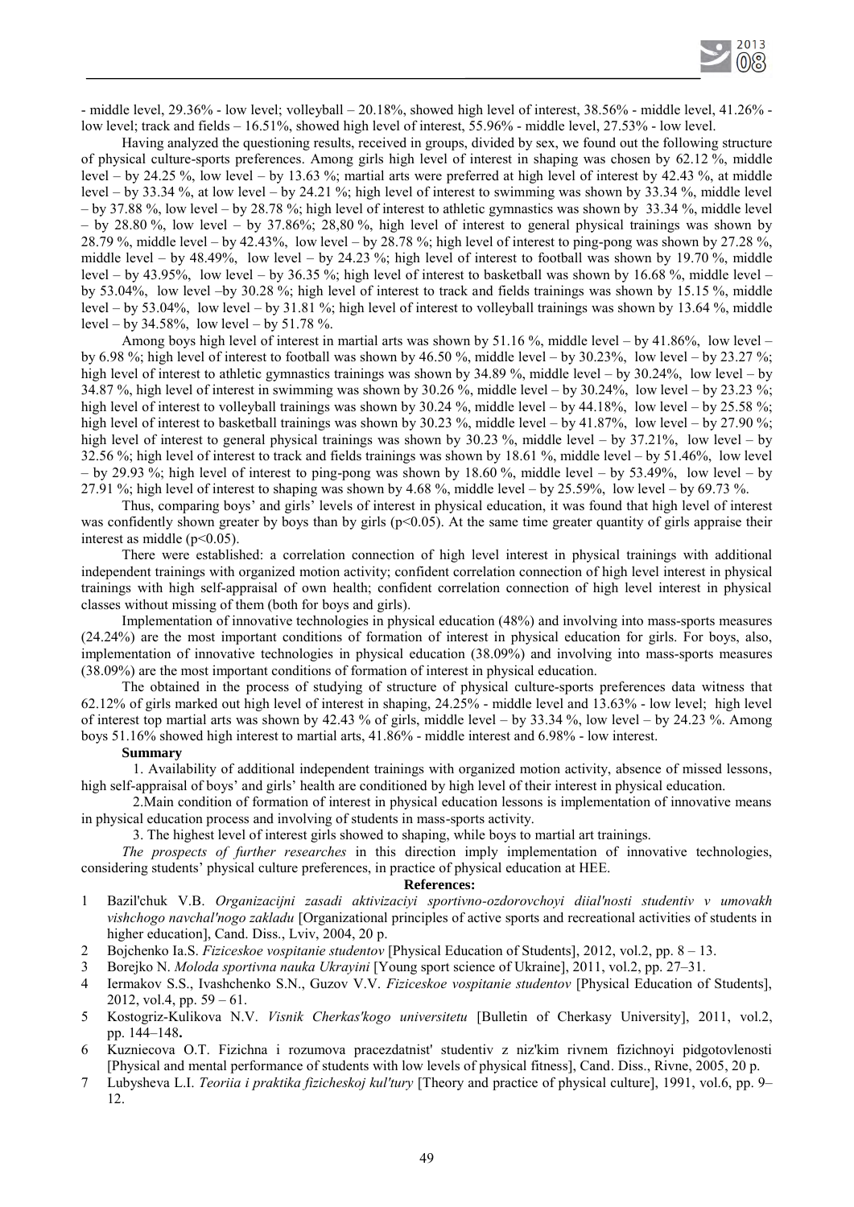- middle level, 29.36% - low level; volleyball – 20.18%, showed high level of interest, 38.56% - middle level, 41.26% - low level; track and fields – 16.51%, showed high level of interest, 55.96% - middle level, 27.53% - low level.

Having analyzed the questioning results, received in groups, divided by sex, we found out the following structure of physical culture-sports preferences. Among girls high level of interest in shaping was chosen by 62.12 %, middle level – by 24.25 %, low level – by 13.63 %; martial arts were preferred at high level of interest by 42.43 %, at middle level – by 33.34 %, at low level – by 24.21 %; high level of interest to swimming was shown by 33.34 %, middle level – by 37.88 %, low level – by 28.78 %; high level of interest to athletic gymnastics was shown by 33.34 %, middle level – by 28.80 %, low level – by 37.86%; 28,80 %, high level of interest to general physical trainings was shown by 28.79 %, middle level – by 42.43%, low level – by 28.78 %; high level of interest to ping-pong was shown by 27.28 %, middle level – by 48.49%, low level – by 24.23 %; high level of interest to football was shown by 19.70 %, middle level – by 43.95%, low level – by 36.35 %; high level of interest to basketball was shown by 16.68 %, middle level – by 53.04%, low level –by 30.28 %; high level of interest to track and fields trainings was shown by 15.15 %, middle level – by 53.04%, low level – by 31.81 %; high level of interest to volleyball trainings was shown by 13.64 %, middle level – by 34.58%, low level – by 51.78 %.

Among boys high level of interest in martial arts was shown by 51.16 %, middle level – by 41.86%, low level – by 6.98 %; high level of interest to football was shown by 46.50 %, middle level – by 30.23%, low level – by 23.27 %; high level of interest to athletic gymnastics trainings was shown by 34.89 %, middle level – by 30.24%, low level – by 34.87 %, high level of interest in swimming was shown by 30.26 %, middle level – by 30.24%, low level – by 23.23 %; high level of interest to volleyball trainings was shown by 30.24 %, middle level – by 44.18%, low level – by 25.58 %; high level of interest to basketball trainings was shown by 30.23 %, middle level – by 41.87%, low level – by 27.90 %; high level of interest to general physical trainings was shown by 30.23 %, middle level – by 37.21%, low level – by 32.56 %; high level of interest to track and fields trainings was shown by 18.61 %, middle level – by 51.46%, low level – by 29.93 %; high level of interest to ping-pong was shown by 18.60 %, middle level – by 53.49%, low level – by 27.91 %; high level of interest to shaping was shown by 4.68 %, middle level – by 25.59%, low level – by 69.73 %.

Thus, comparing boys' and girls' levels of interest in physical education, it was found that high level of interest was confidently shown greater by boys than by girls ($p<0.05$). At the same time greater quantity of girls appraise their interest as middle ($p<0.05$).

There were established: a correlation connection of high level interest in physical trainings with additional independent trainings with organized motion activity; confident correlation connection of high level interest in physical trainings with high self-appraisal of own health; confident correlation connection of high level interest in physical classes without missing of them (both for boys and girls).

Implementation of innovative technologies in physical education (48%) and involving into mass-sports measures (24.24%) are the most important conditions of formation of interest in physical education for girls. For boys, also, implementation of innovative technologies in physical education (38.09%) and involving into mass-sports measures (38.09%) are the most important conditions of formation of interest in physical education.

The obtained in the process of studying of structure of physical culture-sports preferences data witness that 62.12% of girls marked out high level of interest in shaping, 24.25% - middle level and 13.63% - low level; high level of interest top martial arts was shown by 42.43 % of girls, middle level – by 33.34 %, low level – by 24.23 %. Among boys 51.16% showed high interest to martial arts, 41.86% - middle interest and 6.98% - low interest.

**Summary**

1. Availability of additional independent trainings with organized motion activity, absence of missed lessons, high self-appraisal of boys' and girls' health are conditioned by high level of their interest in physical education.

2. Main condition of formation of interest in physical education lessons is implementation of innovative means in physical education process and involving of students in mass-sports activity.

3. The highest level of interest girls showed to shaping, while boys to martial art trainings.

*The prospects of further researches* in this direction imply implementation of innovative technologies, considering students' physical culture preferences, in practice of physical education at HEE.

**References:**

1. Bazil'chuk V.B. *Organizacijni zasadi aktivizaciyi sportivno-ozdorovchoyi diial'nosti studentiv v umovakh vishchogo navchal'nogo zakladu* [Organizational principles of active sports and recreational activities of students in higher education], Cand. Diss., Lviv, 2004, 20 p.
2. Bojchenko Ia.S. *Fiziceskoe vospitanie studentov* [Physical Education of Students], 2012, vol.2, pp. 8 – 13.
3. Borejko N. *Moloda sportivna nauka Ukrayini* [Young sport science of Ukraine], 2011, vol.2, pp. 27–31.
4. Iermakov S.S., Ivashchenko S.N., Guzov V.V. *Fiziceskoe vospitanie studentov* [Physical Education of Students], 2012, vol.4, pp. 59 – 61.
5. Kostogriz-Kulikova N.V. *Visnik Cherkas'kogo universitetu* [Bulletin of Cherkasy University], 2011, vol.2, pp. 144–148.
6. Kuzniecova O.T. Fizichna i rozumova pracezdatnist' studentiv z niz'kim rivnem fizichnoyi pidgotovlenosti [Physical and mental performance of students with low levels of physical fitness], Cand. Diss., Rivne, 2005, 20 p.
7. Lubysheva L.I. *Teoriia i praktika fizicheskoj kul'tury* [Theory and practice of physical culture], 1991, vol.6, pp. 9–12.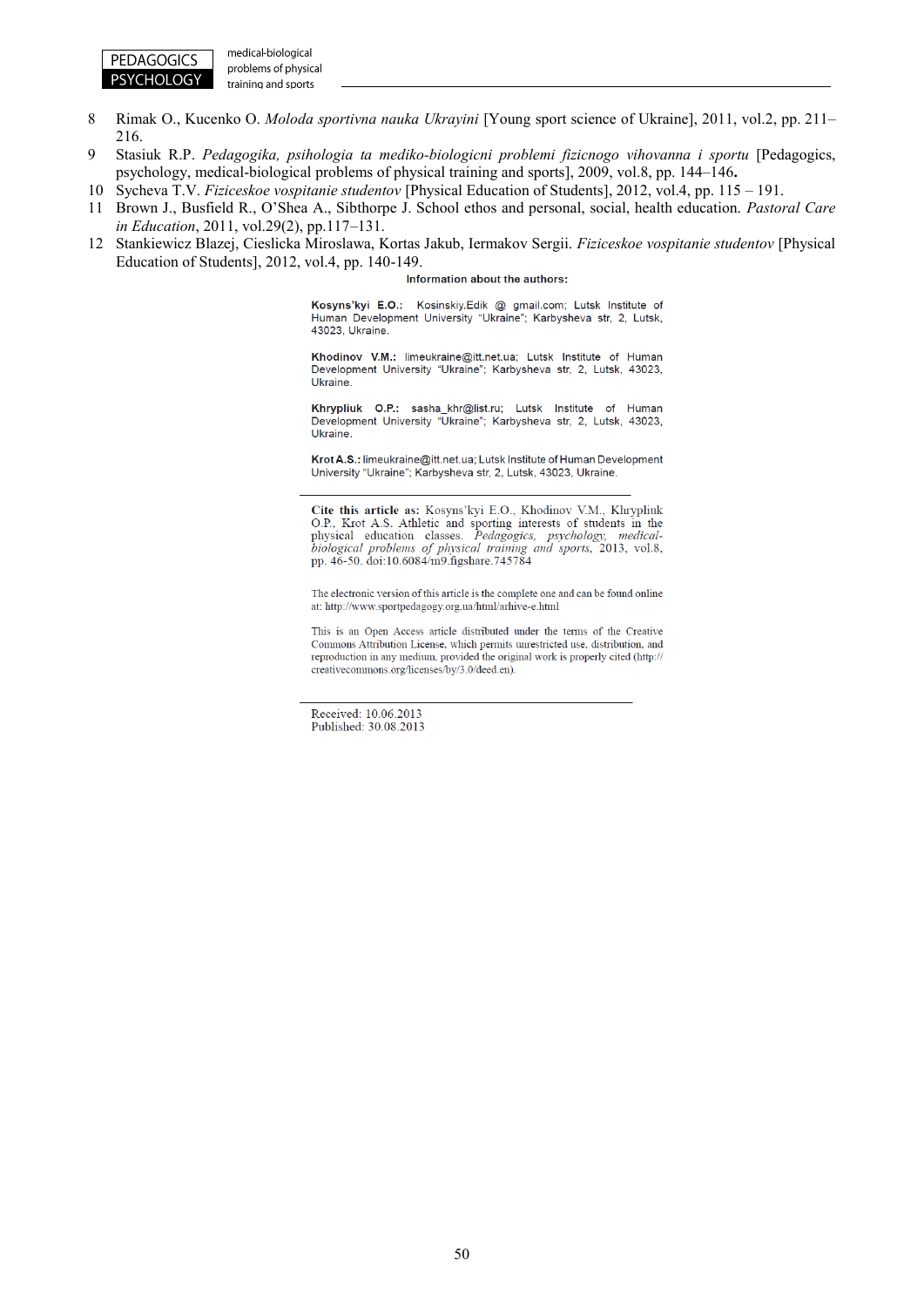8. Rimak O., Kucenko O. *Moloda sportivna nauka Ukrayini* [Young sport science of Ukraine], 2011, vol.2, pp. 211–216.
9. Stasiuk R.P. *Pedagogika, psihologia ta mediko-biologicni problemi fizicnogo vihovanna i sportu* [Pedagogics, psychology, medical-biological problems of physical training and sports], 2009, vol.8, pp. 144–146**.**
10. Sycheva T.V. *Fiziceskoe vospitanie studentov* [Physical Education of Students], 2012, vol.4, pp. 115 – 191.
11. Brown J., Busfield R., O'Shea A., Sibthorpe J. School ethos and personal, social, health education. *Pastoral Care in Education*, 2011, vol.29(2), pp.117–131.
12. Stankiewicz Blazej, Cieslicka Miroslawa, Kortas Jakub, Iermakov Sergii. *Fiziceskoe vospitanie studentov* [Physical Education of Students], 2012, vol.4, pp. 140-149.

**Information about the authors:**

**Kosyns'kyi E.O.:** Kosinskiy.Edik @ gmail.com; Lutsk Institute of Human Development University "Ukraine"; Karbysheva str, 2, Lutsk, 43023, Ukraine.

**Khodinov V.M.:** limeukraine@itt.net.ua; Lutsk Institute of Human Development University "Ukraine"; Karbysheva str, 2, Lutsk, 43023, Ukraine.

**Khrypliuk O.P.:** sasha_khr@list.ru; Lutsk Institute of Human Development University "Ukraine"; Karbysheva str, 2, Lutsk, 43023, Ukraine.

**Krot A.S.:** limeukraine@itt.net.ua; Lutsk Institute of Human Development University "Ukraine"; Karbysheva str, 2, Lutsk, 43023, Ukraine.

---

**Cite this article as:** Kosyns'kyi E.O., Khodinov V.M., Khrypliuk O.P., Krot A.S. Athletic and sporting interests of students in the physical education classes. *Pedagogics, psychology, medical-biological problems of physical training and sports,* 2013, vol.8, pp. 46-50. doi:10.6084/m9.figshare.745784

The electronic version of this article is the complete one and can be found online at: http://www.sportpedagogy.org.ua/html/arhive-e.html

This is an Open Access article distributed under the terms of the Creative Commons Attribution License, which permits unrestricted use, distribution, and reproduction in any medium, provided the original work is properly cited (http://creativecommons.org/licenses/by/3.0/deed.en).

---

Received: 10.06.2013
Published: 30.08.2013